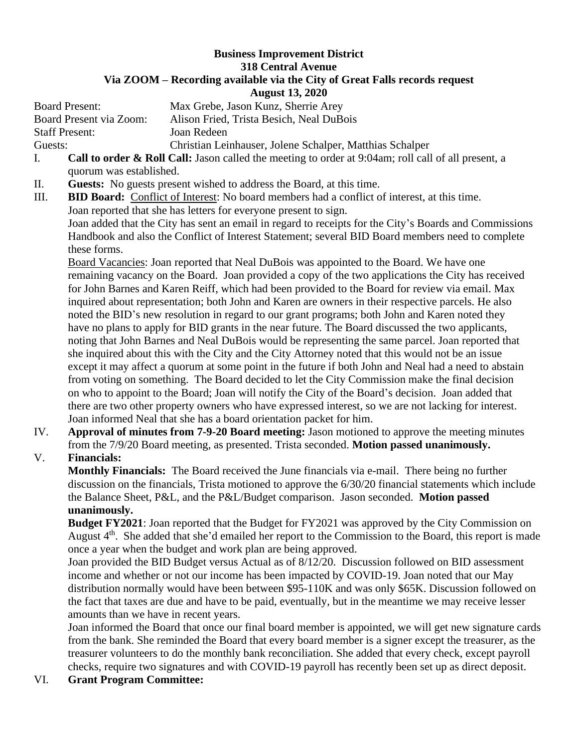# Business Improvement District
## 318 Central Avenue
### Via ZOOM – Recording available via the City of Great Falls records request
### August 13, 2020

Board Present: Max Grebe, Jason Kunz, Sherrie Arey
Board Present via Zoom: Alison Fried, Trista Besich, Neal DuBois
Staff Present: Joan Redeen
Guests: Christian Leinhauser, Jolene Schalper, Matthias Schalper

I. **Call to order & Roll Call:** Jason called the meeting to order at 9:04am; roll call of all present, a quorum was established.

II. **Guests:** No guests present wished to address the Board, at this time.

III. **BID Board:** Conflict of Interest: No board members had a conflict of interest, at this time. Joan reported that she has letters for everyone present to sign.

Joan added that the City has sent an email in regard to receipts for the City's Boards and Commissions Handbook and also the Conflict of Interest Statement; several BID Board members need to complete these forms.

Board Vacancies: Joan reported that Neal DuBois was appointed to the Board. We have one remaining vacancy on the Board. Joan provided a copy of the two applications the City has received for John Barnes and Karen Reiff, which had been provided to the Board for review via email. Max inquired about representation; both John and Karen are owners in their respective parcels. He also noted the BID's new resolution in regard to our grant programs; both John and Karen noted they have no plans to apply for BID grants in the near future. The Board discussed the two applicants, noting that John Barnes and Neal DuBois would be representing the same parcel. Joan reported that she inquired about this with the City and the City Attorney noted that this would not be an issue except it may affect a quorum at some point in the future if both John and Neal had a need to abstain from voting on something. The Board decided to let the City Commission make the final decision on who to appoint to the Board; Joan will notify the City of the Board's decision. Joan added that there are two other property owners who have expressed interest, so we are not lacking for interest. Joan informed Neal that she has a board orientation packet for him.

IV. **Approval of minutes from 7-9-20 Board meeting:** Jason motioned to approve the meeting minutes from the 7/9/20 Board meeting, as presented. Trista seconded. **Motion passed unanimously.**

V. **Financials:**

**Monthly Financials:** The Board received the June financials via e-mail. There being no further discussion on the financials, Trista motioned to approve the 6/30/20 financial statements which include the Balance Sheet, P&L, and the P&L/Budget comparison. Jason seconded. **Motion passed unanimously.**

**Budget FY2021**: Joan reported that the Budget for FY2021 was approved by the City Commission on August 4th. She added that she'd emailed her report to the Commission to the Board, this report is made once a year when the budget and work plan are being approved.

Joan provided the BID Budget versus Actual as of 8/12/20. Discussion followed on BID assessment income and whether or not our income has been impacted by COVID-19. Joan noted that our May distribution normally would have been between $95-110K and was only $65K. Discussion followed on the fact that taxes are due and have to be paid, eventually, but in the meantime we may receive lesser amounts than we have in recent years.

Joan informed the Board that once our final board member is appointed, we will get new signature cards from the bank. She reminded the Board that every board member is a signer except the treasurer, as the treasurer volunteers to do the monthly bank reconciliation. She added that every check, except payroll checks, require two signatures and with COVID-19 payroll has recently been set up as direct deposit.

VI. **Grant Program Committee:**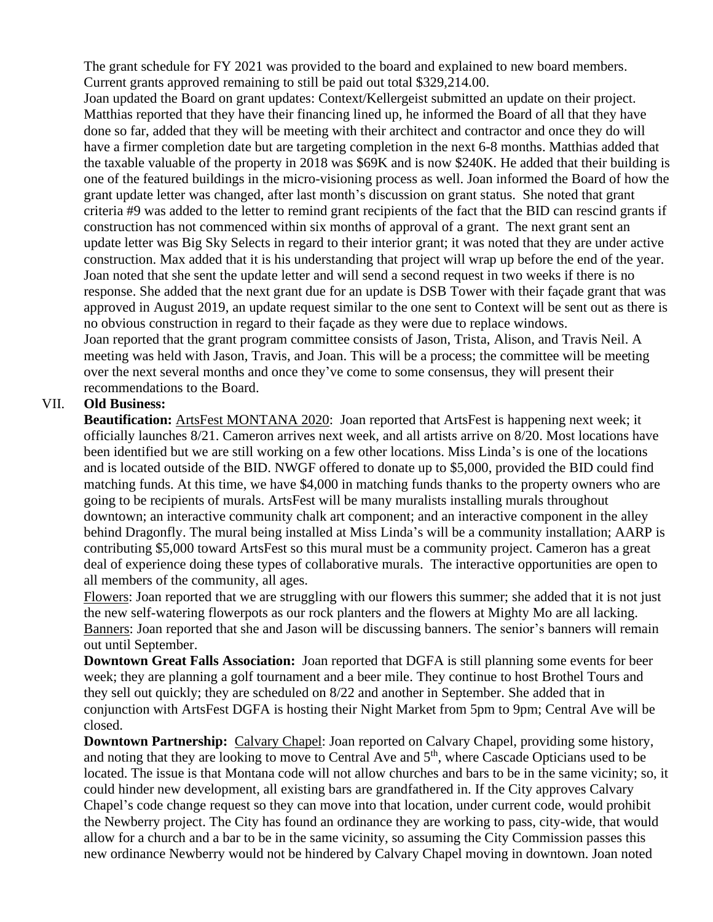The grant schedule for FY 2021 was provided to the board and explained to new board members. Current grants approved remaining to still be paid out total $329,214.00.

Joan updated the Board on grant updates: Context/Kellergeist submitted an update on their project. Matthias reported that they have their financing lined up, he informed the Board of all that they have done so far, added that they will be meeting with their architect and contractor and once they do will have a firmer completion date but are targeting completion in the next 6-8 months. Matthias added that the taxable valuable of the property in 2018 was $69K and is now $240K. He added that their building is one of the featured buildings in the micro-visioning process as well. Joan informed the Board of how the grant update letter was changed, after last month's discussion on grant status. She noted that grant criteria #9 was added to the letter to remind grant recipients of the fact that the BID can rescind grants if construction has not commenced within six months of approval of a grant. The next grant sent an update letter was Big Sky Selects in regard to their interior grant; it was noted that they are under active construction. Max added that it is his understanding that project will wrap up before the end of the year. Joan noted that she sent the update letter and will send a second request in two weeks if there is no response. She added that the next grant due for an update is DSB Tower with their façade grant that was approved in August 2019, an update request similar to the one sent to Context will be sent out as there is no obvious construction in regard to their façade as they were due to replace windows.

Joan reported that the grant program committee consists of Jason, Trista, Alison, and Travis Neil. A meeting was held with Jason, Travis, and Joan. This will be a process; the committee will be meeting over the next several months and once they've come to some consensus, they will present their recommendations to the Board.

VII. **Old Business:**

**Beautification:** ArtsFest MONTANA 2020: Joan reported that ArtsFest is happening next week; it officially launches 8/21. Cameron arrives next week, and all artists arrive on 8/20. Most locations have been identified but we are still working on a few other locations. Miss Linda's is one of the locations and is located outside of the BID. NWGF offered to donate up to $5,000, provided the BID could find matching funds. At this time, we have $4,000 in matching funds thanks to the property owners who are going to be recipients of murals. ArtsFest will be many muralists installing murals throughout downtown; an interactive community chalk art component; and an interactive component in the alley behind Dragonfly. The mural being installed at Miss Linda's will be a community installation; AARP is contributing $5,000 toward ArtsFest so this mural must be a community project. Cameron has a great deal of experience doing these types of collaborative murals. The interactive opportunities are open to all members of the community, all ages.

Flowers: Joan reported that we are struggling with our flowers this summer; she added that it is not just the new self-watering flowerpots as our rock planters and the flowers at Mighty Mo are all lacking.

Banners: Joan reported that she and Jason will be discussing banners. The senior's banners will remain out until September.

**Downtown Great Falls Association:** Joan reported that DGFA is still planning some events for beer week; they are planning a golf tournament and a beer mile. They continue to host Brothel Tours and they sell out quickly; they are scheduled on 8/22 and another in September. She added that in conjunction with ArtsFest DGFA is hosting their Night Market from 5pm to 9pm; Central Ave will be closed.

**Downtown Partnership:** Calvary Chapel: Joan reported on Calvary Chapel, providing some history, and noting that they are looking to move to Central Ave and 5th, where Cascade Opticians used to be located. The issue is that Montana code will not allow churches and bars to be in the same vicinity; so, it could hinder new development, all existing bars are grandfathered in. If the City approves Calvary Chapel's code change request so they can move into that location, under current code, would prohibit the Newberry project. The City has found an ordinance they are working to pass, city-wide, that would allow for a church and a bar to be in the same vicinity, so assuming the City Commission passes this new ordinance Newberry would not be hindered by Calvary Chapel moving in downtown. Joan noted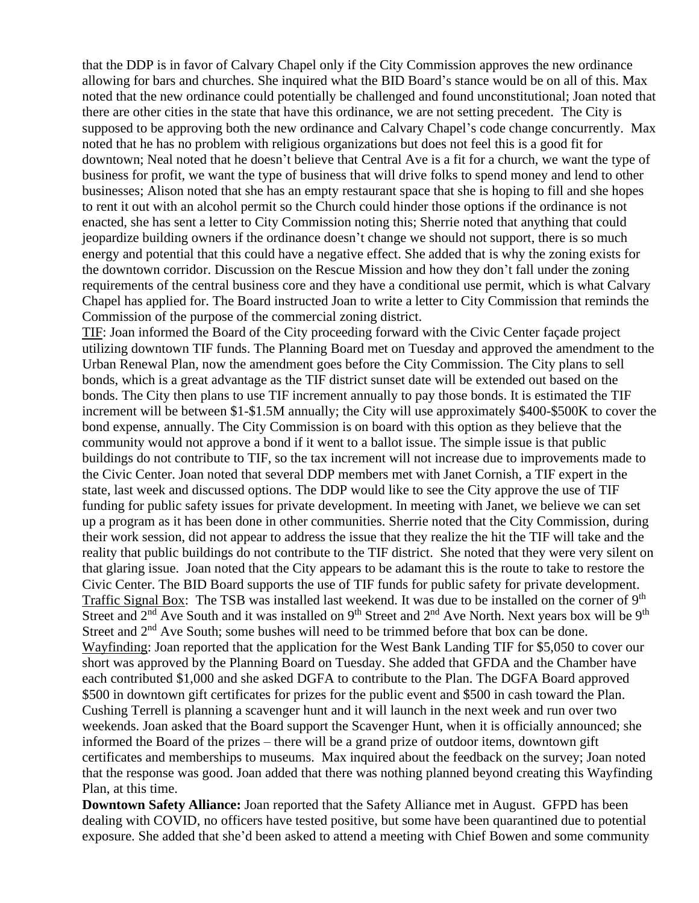that the DDP is in favor of Calvary Chapel only if the City Commission approves the new ordinance allowing for bars and churches. She inquired what the BID Board's stance would be on all of this. Max noted that the new ordinance could potentially be challenged and found unconstitutional; Joan noted that there are other cities in the state that have this ordinance, we are not setting precedent. The City is supposed to be approving both the new ordinance and Calvary Chapel's code change concurrently. Max noted that he has no problem with religious organizations but does not feel this is a good fit for downtown; Neal noted that he doesn't believe that Central Ave is a fit for a church, we want the type of business for profit, we want the type of business that will drive folks to spend money and lend to other businesses; Alison noted that she has an empty restaurant space that she is hoping to fill and she hopes to rent it out with an alcohol permit so the Church could hinder those options if the ordinance is not enacted, she has sent a letter to City Commission noting this; Sherrie noted that anything that could jeopardize building owners if the ordinance doesn't change we should not support, there is so much energy and potential that this could have a negative effect. She added that is why the zoning exists for the downtown corridor. Discussion on the Rescue Mission and how they don't fall under the zoning requirements of the central business core and they have a conditional use permit, which is what Calvary Chapel has applied for. The Board instructed Joan to write a letter to City Commission that reminds the Commission of the purpose of the commercial zoning district.

<u>TIF</u>: Joan informed the Board of the City proceeding forward with the Civic Center façade project utilizing downtown TIF funds. The Planning Board met on Tuesday and approved the amendment to the Urban Renewal Plan, now the amendment goes before the City Commission. The City plans to sell bonds, which is a great advantage as the TIF district sunset date will be extended out based on the bonds. The City then plans to use TIF increment annually to pay those bonds. It is estimated the TIF increment will be between $1-$1.5M annually; the City will use approximately $400-$500K to cover the bond expense, annually. The City Commission is on board with this option as they believe that the community would not approve a bond if it went to a ballot issue. The simple issue is that public buildings do not contribute to TIF, so the tax increment will not increase due to improvements made to the Civic Center. Joan noted that several DDP members met with Janet Cornish, a TIF expert in the state, last week and discussed options. The DDP would like to see the City approve the use of TIF funding for public safety issues for private development. In meeting with Janet, we believe we can set up a program as it has been done in other communities. Sherrie noted that the City Commission, during their work session, did not appear to address the issue that they realize the hit the TIF will take and the reality that public buildings do not contribute to the TIF district. She noted that they were very silent on that glaring issue. Joan noted that the City appears to be adamant this is the route to take to restore the Civic Center. The BID Board supports the use of TIF funds for public safety for private development.

<u>Traffic Signal Box</u>: The TSB was installed last weekend. It was due to be installed on the corner of 9th Street and 2nd Ave South and it was installed on 9th Street and 2nd Ave North. Next years box will be 9th Street and 2nd Ave South; some bushes will need to be trimmed before that box can be done.

<u>Wayfinding</u>: Joan reported that the application for the West Bank Landing TIF for $5,050 to cover our short was approved by the Planning Board on Tuesday. She added that GFDA and the Chamber have each contributed $1,000 and she asked DGFA to contribute to the Plan. The DGFA Board approved $500 in downtown gift certificates for prizes for the public event and $500 in cash toward the Plan. Cushing Terrell is planning a scavenger hunt and it will launch in the next week and run over two weekends. Joan asked that the Board support the Scavenger Hunt, when it is officially announced; she informed the Board of the prizes – there will be a grand prize of outdoor items, downtown gift certificates and memberships to museums. Max inquired about the feedback on the survey; Joan noted that the response was good. Joan added that there was nothing planned beyond creating this Wayfinding Plan, at this time.

**Downtown Safety Alliance:** Joan reported that the Safety Alliance met in August. GFPD has been dealing with COVID, no officers have tested positive, but some have been quarantined due to potential exposure. She added that she'd been asked to attend a meeting with Chief Bowen and some community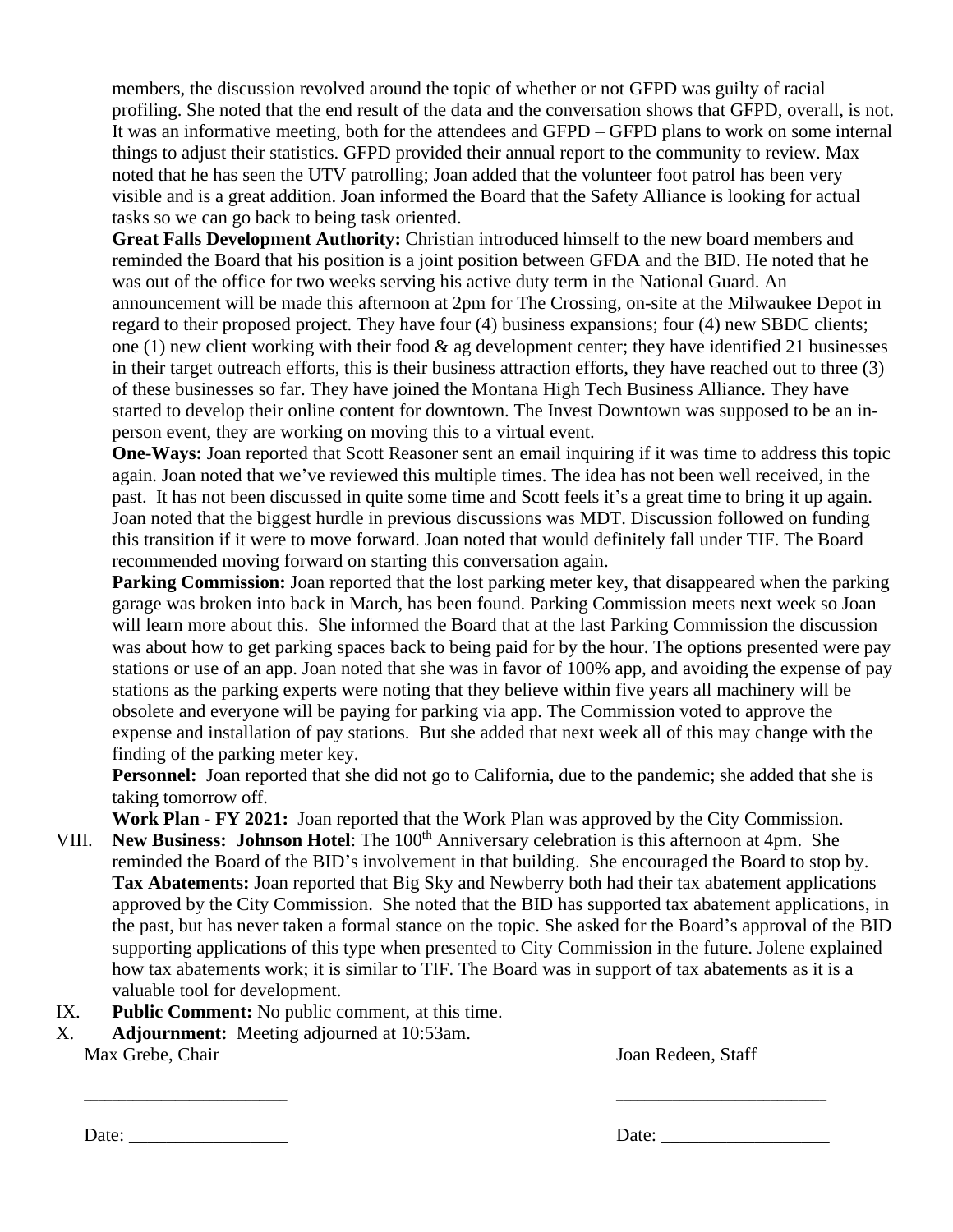members, the discussion revolved around the topic of whether or not GFPD was guilty of racial profiling. She noted that the end result of the data and the conversation shows that GFPD, overall, is not. It was an informative meeting, both for the attendees and GFPD – GFPD plans to work on some internal things to adjust their statistics. GFPD provided their annual report to the community to review. Max noted that he has seen the UTV patrolling; Joan added that the volunteer foot patrol has been very visible and is a great addition. Joan informed the Board that the Safety Alliance is looking for actual tasks so we can go back to being task oriented.

**Great Falls Development Authority:** Christian introduced himself to the new board members and reminded the Board that his position is a joint position between GFDA and the BID. He noted that he was out of the office for two weeks serving his active duty term in the National Guard. An announcement will be made this afternoon at 2pm for The Crossing, on-site at the Milwaukee Depot in regard to their proposed project. They have four (4) business expansions; four (4) new SBDC clients; one (1) new client working with their food & ag development center; they have identified 21 businesses in their target outreach efforts, this is their business attraction efforts, they have reached out to three (3) of these businesses so far. They have joined the Montana High Tech Business Alliance. They have started to develop their online content for downtown. The Invest Downtown was supposed to be an in-person event, they are working on moving this to a virtual event.

**One-Ways:** Joan reported that Scott Reasoner sent an email inquiring if it was time to address this topic again. Joan noted that we've reviewed this multiple times. The idea has not been well received, in the past. It has not been discussed in quite some time and Scott feels it's a great time to bring it up again. Joan noted that the biggest hurdle in previous discussions was MDT. Discussion followed on funding this transition if it were to move forward. Joan noted that would definitely fall under TIF. The Board recommended moving forward on starting this conversation again.

**Parking Commission:** Joan reported that the lost parking meter key, that disappeared when the parking garage was broken into back in March, has been found. Parking Commission meets next week so Joan will learn more about this. She informed the Board that at the last Parking Commission the discussion was about how to get parking spaces back to being paid for by the hour. The options presented were pay stations or use of an app. Joan noted that she was in favor of 100% app, and avoiding the expense of pay stations as the parking experts were noting that they believe within five years all machinery will be obsolete and everyone will be paying for parking via app. The Commission voted to approve the expense and installation of pay stations. But she added that next week all of this may change with the finding of the parking meter key.

**Personnel:** Joan reported that she did not go to California, due to the pandemic; she added that she is taking tomorrow off.

**Work Plan - FY 2021:** Joan reported that the Work Plan was approved by the City Commission.

VIII. **New Business: Johnson Hotel**: The 100th Anniversary celebration is this afternoon at 4pm. She reminded the Board of the BID's involvement in that building. She encouraged the Board to stop by.

**Tax Abatements:** Joan reported that Big Sky and Newberry both had their tax abatement applications approved by the City Commission. She noted that the BID has supported tax abatement applications, in the past, but has never taken a formal stance on the topic. She asked for the Board's approval of the BID supporting applications of this type when presented to City Commission in the future. Jolene explained how tax abatements work; it is similar to TIF. The Board was in support of tax abatements as it is a valuable tool for development.

IX. **Public Comment:** No public comment, at this time.

X. **Adjournment:** Meeting adjourned at 10:53am.

Max Grebe, Chair

______________________

Date: _________________

Joan Redeen, Staff

______________________

Date: __________________